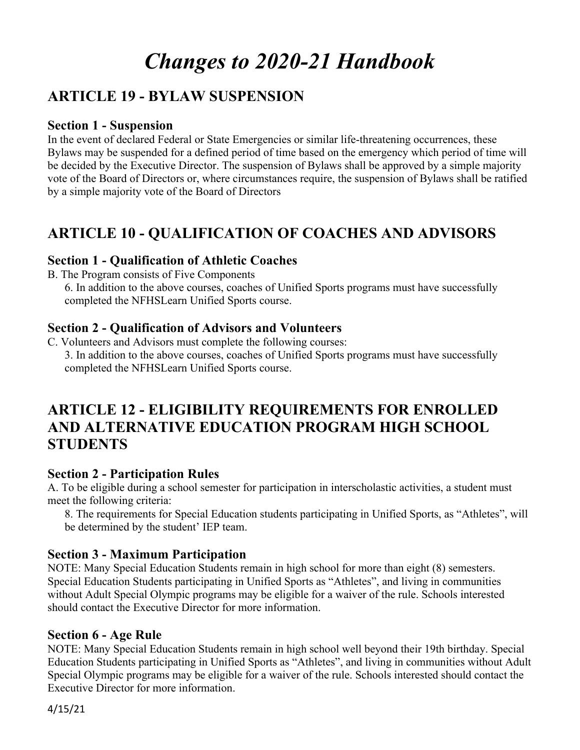# *Changes to 2020-21 Handbook*

## ARTICLE 19 - BYLAW SUSPENSION

### Section 1 - Suspension

In the event of declared Federal or State Emergencies or similar life-threatening occurrences, these Bylaws may be suspended for a defined period of time based on the emergency which period of time will be decided by the Executive Director. The suspension of Bylaws shall be approved by a simple majority vote of the Board of Directors or, where circumstances require, the suspension of Bylaws shall be ratified by a simple majority vote of the Board of Directors

## ARTICLE 10 - QUALIFICATION OF COACHES AND ADVISORS

### Section 1 - Qualification of Athletic Coaches

B. The Program consists of Five Components

6. In addition to the above courses, coaches of Unified Sports programs must have successfully completed the NFHSLearn Unified Sports course.

### Section 2 - Qualification of Advisors and Volunteers

C. Volunteers and Advisors must complete the following courses:

3. In addition to the above courses, coaches of Unified Sports programs must have successfully completed the NFHSLearn Unified Sports course.

## ARTICLE 12 - ELIGIBILITY REQUIREMENTS FOR ENROLLED AND ALTERNATIVE EDUCATION PROGRAM HIGH SCHOOL STUDENTS

### Section 2 - Participation Rules

A. To be eligible during a school semester for participation in interscholastic activities, a student must meet the following criteria:

8. The requirements for Special Education students participating in Unified Sports, as "Athletes", will be determined by the student' IEP team.

### Section 3 - Maximum Participation

NOTE: Many Special Education Students remain in high school for more than eight (8) semesters. Special Education Students participating in Unified Sports as "Athletes", and living in communities without Adult Special Olympic programs may be eligible for a waiver of the rule. Schools interested should contact the Executive Director for more information.

### Section 6 - Age Rule

NOTE: Many Special Education Students remain in high school well beyond their 19th birthday. Special Education Students participating in Unified Sports as "Athletes", and living in communities without Adult Special Olympic programs may be eligible for a waiver of the rule. Schools interested should contact the Executive Director for more information.

4/15/21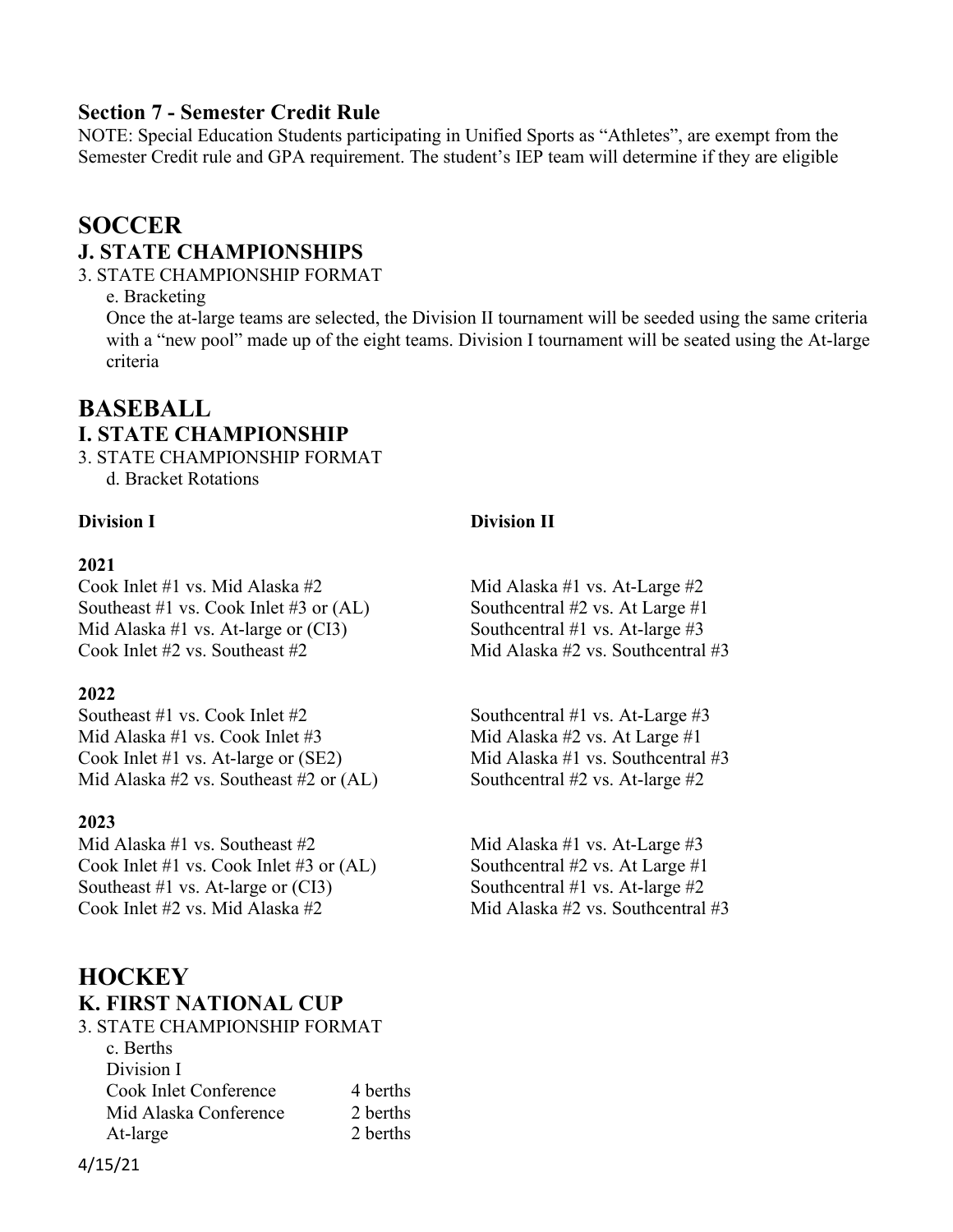### Section 7 - Semester Credit Rule

NOTE: Special Education Students participating in Unified Sports as "Athletes", are exempt from the Semester Credit rule and GPA requirement. The student's IEP team will determine if they are eligible

# SOCCER

## J. STATE CHAMPIONSHIPS

3. STATE CHAMPIONSHIP FORMAT

e. Bracketing

Once the at-large teams are selected, the Division II tournament will be seeded using the same criteria with a "new pool" made up of the eight teams. Division I tournament will be seated using the At-large criteria

# BASEBALL

## I. STATE CHAMPIONSHIP

3. STATE CHAMPIONSHIP FORMAT

d. Bracket Rotations

| Division I | Division II |
|---|---|
| **2021** | |
| Cook Inlet #1 vs. Mid Alaska #2 | Mid Alaska #1 vs. At-Large #2 |
| Southeast #1 vs. Cook Inlet #3 or (AL) | Southcentral #2 vs. At Large #1 |
| Mid Alaska #1 vs. At-large or (CI3) | Southcentral #1 vs. At-large #3 |
| Cook Inlet #2 vs. Southeast #2 | Mid Alaska #2 vs. Southcentral #3 |
| **2022** | |
| Southeast #1 vs. Cook Inlet #2 | Southcentral #1 vs. At-Large #3 |
| Mid Alaska #1 vs. Cook Inlet #3 | Mid Alaska #2 vs. At Large #1 |
| Cook Inlet #1 vs. At-large or (SE2) | Mid Alaska #1 vs. Southcentral #3 |
| Mid Alaska #2 vs. Southeast #2 or (AL) | Southcentral #2 vs. At-large #2 |
| **2023** | |
| Mid Alaska #1 vs. Southeast #2 | Mid Alaska #1 vs. At-Large #3 |
| Cook Inlet #1 vs. Cook Inlet #3 or (AL) | Southcentral #2 vs. At Large #1 |
| Southeast #1 vs. At-large or (CI3) | Southcentral #1 vs. At-large #2 |
| Cook Inlet #2 vs. Mid Alaska #2 | Mid Alaska #2 vs. Southcentral #3 |

# HOCKEY

## K. FIRST NATIONAL CUP

3. STATE CHAMPIONSHIP FORMAT

c. Berths

Division I

| | |
|---|---|
| Cook Inlet Conference | 4 berths |
| Mid Alaska Conference | 2 berths |
| At-large | 2 berths |

4/15/21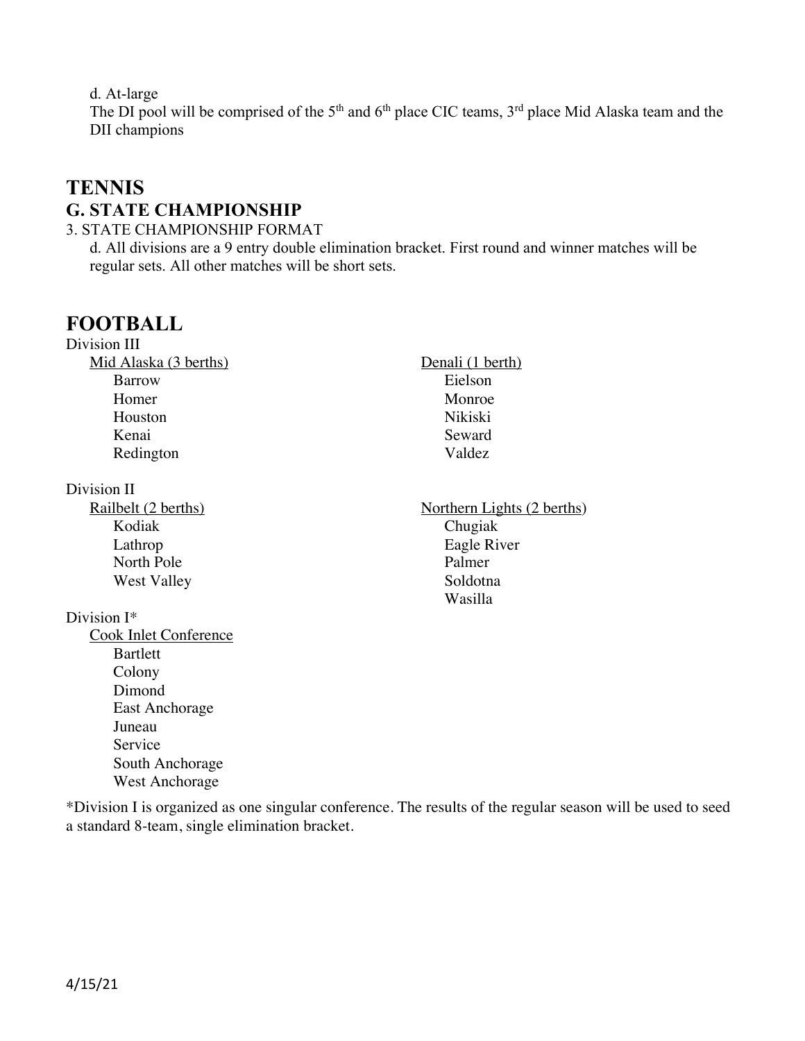d. At-large

The DI pool will be comprised of the 5th and 6th place CIC teams, 3rd place Mid Alaska team and the DII champions

# TENNIS

## G. STATE CHAMPIONSHIP

3. STATE CHAMPIONSHIP FORMAT

d. All divisions are a 9 entry double elimination bracket. First round and winner matches will be regular sets. All other matches will be short sets.

# FOOTBALL

Division III

Mid Alaska (3 berths)
- Barrow
- Homer
- Houston
- Kenai
- Redington

Denali (1 berth)
- Eielson
- Monroe
- Nikiski
- Seward
- Valdez

Division II

Railbelt (2 berths)
- Kodiak
- Lathrop
- North Pole
- West Valley

Northern Lights (2 berths)
- Chugiak
- Eagle River
- Palmer
- Soldotna
- Wasilla

Division I*

Cook Inlet Conference
- Bartlett
- Colony
- Dimond
- East Anchorage
- Juneau
- Service
- South Anchorage
- West Anchorage

*Division I is organized as one singular conference. The results of the regular season will be used to seed a standard 8-team, single elimination bracket.